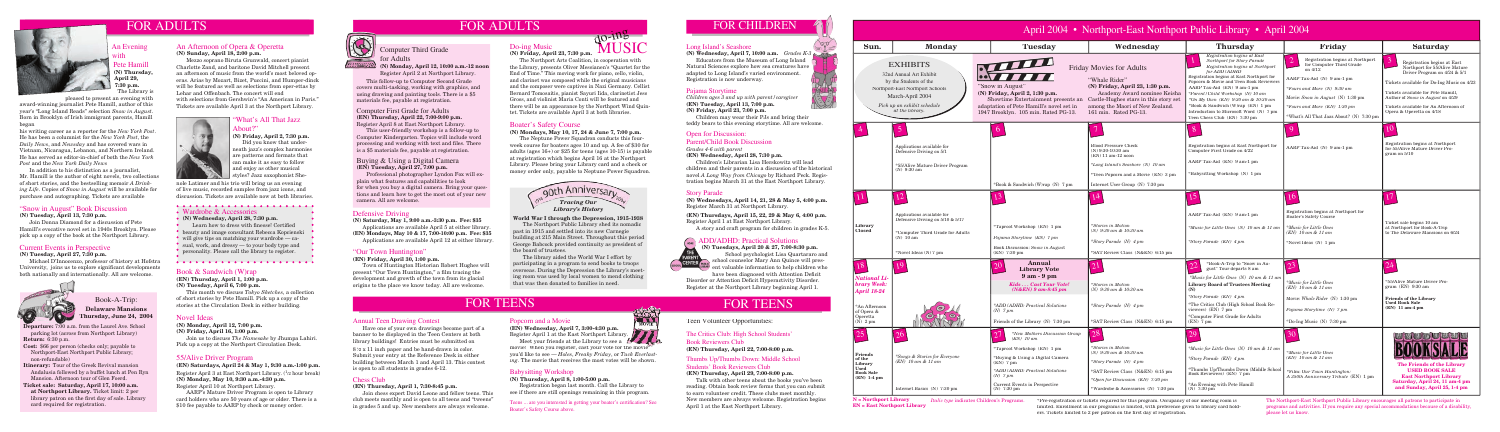# FOR ADULTS

## An Evening with Pete Hamill

**(N) Thursday, April 10, 7:30 p.m.**

The Library is pleased to present an evening with award-winning journalist Pete Hamill, author of this year's "Long Island Reads" selection *Snow in August*. Born in Brooklyn of Irish immigrant parents, Hamill began his writing career as a reporter for the *New York Post*. He has been a columnist for the *New York Post*, the *Daily News*, and *Newsday* and has covered wars in Vietnam, Nicaragua, Lebanon, and Northern Ireland. He has served as editor-in-chief of both the *New York Post* and the *New York Daily News*.

In addition to his distinction as a journalist, Mr. Hamill is the author of eight novels, two collections of short stories, and the bestselling memoir *A Drinking Life*. Copies of *Snow in August* will be available for purchase and autographing. Tickets are available.

### "Snow in August" Book Discussion

**(N) Tuesday, April 15, 7:30 p.m.**

Join Donna Diamond for a discussion of Pete Hamill's evocative novel set in 1940s Brooklyn. Please pick up a copy of the book at the Northport Library.

### Current Events in Perspective

**(N) Tuesday, April 27, 7:30 p.m.**

Michael D'Innocenzo, professor of History at Hofstra University, joins us to explore significant developments both nationally and internationally. All are welcome.

## Book-A-Trip: Delaware Mansions

**Thursday, June 24, 2004**

**Departure:** 7:00 a.m. from the Laurel Ave. School parking lot (across from Northport Library)
**Return:** 6:30 p.m.
**Cost:** $66 per person (checks only; payable to Northport-East Northport Public Library; non-refundable)
**Itinerary:** Tour of the Greek Revival mansion Andalusia followed by a buffet lunch at Pen Ryn Mansion. Afternoon tour of Glen Foerd.
**Ticket sale: Saturday, April 17, 10:00 a.m. at Northport Library.** Ticket limit: 2 per library patron on the first day of sale. Library card required for registration.

## An Afternoon of Opera & Operetta

**(N) Sunday, April 18, 2:00 p.m.**

Mezzo soprano Birute Grunwald, concert pianist Charlotte Zandi, and baritone David Mitchell present an afternoon of music from the world's most beloved operas. Arias by Mozart, Bizet, Puccini, and Humper-dinck will be featured as well as selections from operettas by Lehar and Offenbach. The concert will end with selections from Gershwin's "An American in Paris." Tickets are available April 3 at the Northport Library.

### "What's All That Jazz About?"

**(N) Friday, April 2, 7:30 p.m.**

Did you know that underneath jazz's complex harmonies are patterns and formats that can make it so easy to follow and enjoy as other musical styles? Jazz saxophonist Stewart Latimer and his trio will bring us an evening of live music, recorded samples from jazz history, and discussion. Tickets are available now at both libraries.

### Wardrobe & Accessories

**(N) Wednesday, April 28, 7:30 p.m.**

Learn how to dress with finesse! Certified beauty and image consultant Rebecca Jagodowski will give tips on matching your wardrobe — casual, work, and dressy — to your body type and personality. Please call the library to register.

## Book & Sandwich (W)rap

**(EN) Thursday, April 1, 1:00 p.m.**
**(N) Tuesday, April 6, 7:00 p.m.**

This month we discuss *Tobacco Stories*, a collection of short stories by Pete Hamill. Pick up a copy of the stories at the Circulation Desk in either building.

### Novel Ideas

**(N) Monday, April 12, 7:00 p.m.**
**(N) Friday, April 16, 1:00 p.m.**

Join us to discuss *The Namesake* by Jhumpa Lahiri. Pick up a copy at the Northport Circulation Desk.

### 55/Alive Driver Program

**(EN) Saturdays, April 24 & May 1, 9:30 a.m.-1:00 p.m.**
Register April 3 at East Northport Library. (½ hour break)
**(N) Monday, May 10, 9:30 a.m.-4:30 p.m.**
Register April 10 at Northport Library.

AARP's Mature Driver Program is open to Library card holders who are 50 years of age or older. There is a $10 fee payable to AARP by check or money order.

## Computer Third Grade for Adults

**(N) Monday, April 12, 10:00 a.m.-12 noon**
Register April 2 at Northport Library.

This follow-up to Computer Second Grade covers multi-tasking, working with graphics, and using drawing and painting tools. There is a $5 materials fee, payable at registration.

### Computer First Grade for Adults

**(EN) Thursday, April 22, 7:00-9:00 p.m.**
Register April 8 at East Northport Library.

This user-friendly workshop is a follow-up to Computer Kindergarten. Topics will include word processing and working with text and files. There is a $5 materials fee, payable at registration.

### Buying & Using a Digital Camera

**(EN) Tuesday, April 27, 7:00 p.m.**

Professional photographer Lyndon Fox will explain what features and capabilities to look for when you buy a digital camera. Bring your questions and learn how to get the most out of your new camera. All are welcome.

### Defensive Driving

**(N) Saturday, May 1, 9:00 a.m.-3:30 p.m. Fee: $35**
Applications are available April 5 at either library.
**(EN) Mondays, May 10 & 17, 7:00-10:00 p.m. Fee: $35**
Applications are available April 12 at either library.

### "Our Town Huntington"

**(EN) Friday, April 16, 1:00 p.m.**

Town of Huntington Historian Robert Hughes will present "Our Town Huntington," a film tracing the development and growth of the town from its glacial origins to the place we know today. All are welcome.

## Do-ing Music

**(N) Friday, April 23, 7:30 p.m.**

The Northport Arts Coalition, in cooperation with the Library, presents Oliver Mazzanino's "Quartet for the End of Time." This moving work for piano, cello, violin, and clarinet was composed while the original musicians and the composer were captive in Nazi Germany. Cellist Bernard Tomasetti, pianist Sayuri Iida, clarinetist Jess Gross, and violinist Maria Cunti will be featured and there will be an appearance by the Northport Wind Quintet. Tickets are available April 3 at both libraries.

### Boater's Safety Course

**(N) Mondays, May 10, 17, 24 & June 7, 7:00 p.m.**

The Neptune Power Squadron conducts this four-week course for boaters ages 10 and up. A fee of $30 for adults (ages 16+) or $25 for teens (ages 10-15) is payable at registration which begins April 16 at the Northport Library. Please bring your Library card and a check or money order only, payable to Neptune Power Squadron.

## the 90th Anniversary of the Library

### Tracing Our Library's History

**World War I through the Depression, 1915-1930**

The Northport Public Library shed its nomadic past in 1915 and settled into its new Carnegie building at 215 Main Street. Throughout this period, George Babcock provided continuity as president of the board of trustees.

The library aided the World War I effort by participating in a program to send books to troops overseas. During the Depression the Library's meeting room was used by local women to mend clothing that was then donated to families in need.

# FOR CHILDREN

## Long Island's Seashore

**(N) Wednesday, April 7, 10:00 a.m. Grades K-3**

Educators from the Museum of Long Island Natural Sciences explore how sea creatures have adapted to Long Island's varied environment. Registration is now underway.

## Pajama Storytime

*Children ages 3 and up with parent/caregiver*
**(EN) Tuesday, April 13, 7:00 p.m.**
**(N) Friday, April 23, 7:00 p.m.**

Children may wear their PJs and bring their teddy bears to this evening storytime. All are welcome.

## Open for Discussion: Parent/Child Book Discussion

*Grades 4-6 with parent*
**(EN) Wednesday, April 28, 7:30 p.m.**

Children's Librarian Lisa Herskowitz will lead children and their parents in a discussion of the historical novel *A Long Way from Chicago* by Richard Peck. Registration begins March 31 at the East Northport Library.

## Story Parade

**(N) Wednesdays, April 14, 21, 28 & May 5, 4:00 p.m.**
Register March 31 at Northport Library.
**(EN) Thursdays, April 15, 22, 29 & May 6, 4:00 p.m.**
Register April 1 at East Northport Library.

A story and craft program for children in grades K-3.

## ADD/ADHD: Practical Solutions

**(N) Tuesdays, April 20 & 27, 7:00-8:30 p.m.**

School psychologist Lisa Quartararo and school counselor Mary Ann Quinn will present valuable information to help children who have been diagnosed with Attention Deficit Disorder or Attention Deficit Hyperactivity Disorder. Register at the Northport Library beginning April 1.

# FOR TEENS

## Annual Teen Drawing Contest

Have one of your own drawings become part of a banner to be displayed in the Teen Center at both library buildings! Entries must be submitted on 8 ½ x 11 inch paper and be hand-drawn in color. Submit your entry at the Reference Desk in either building between March 1 and April 13. This contest is open to all students in grades 6-12.

## Chess Club

**(EN) Thursday, April 1, 7:30-8:45 p.m.**

Join chess expert David Leone and fellow teens. This club meets monthly and is open to all teens and 'tweens' in grades 5 and up. New members are always welcome.

## Popcorn and a Movie

**(EN) Wednesday, April 7, 3:00-4:30 p.m.**
Register April 1 at the East Northport Library.

Meet your friends at the Library to see a movie. When you register, cast your vote for the movie you'd like to see — *Holes*, *Freaky Friday*, or *Tuck Everlasting*. The movie that receives the most votes will be shown.

## Babysitting Workshop

**(N) Thursday, April 8, 1:00-5:00 p.m.**

Registration began last month. Call the Library to see if there are still openings remaining in this program.

Teen ... are you interested in getting your boater's certification? See Boater's Safety Course above.

# FOR TEENS

Teen Volunteer Opportunities:

## The Critics Club: High School Students' Book Reviewers Club

**(EN) Thursday, April 22, 7:00-8:00 p.m.**

## Thumbs Up/Thumbs Down: Middle School Students' Book Reviewers Club

**(EN) Thursday, April 29, 7:00-8:00 p.m.**

Talk with other teens about the books you've been reading. Obtain book review forms that you can submit to earn volunteer credit. These clubs meet monthly. New members are always welcome. Registration begins April 1 at the East Northport Library.

# April 2004 • Northport-East Northport Public Library • April 2004

| Sun. | Monday | Tuesday | Wednesday | Thursday | Friday | Saturday |
|---|---|---|---|---|---|---|
| EXHIBITS: 32nd Annual Art Exhibit by the Students of the Northport-East Northport Schools, March-April 2004. *Pick up an exhibit schedule at the library.* | | Friday Movies for Adults: "Snow in August" (N) Friday, April 2, 1:30 p.m. Showtime Entertainment presents an adaptation of Pete Hamill's novel set in 1947 Brooklyn. 105 min. Rated PG-13. | "Whale Rider" (N) Friday, April 23, 1:30 p.m. Academy Award nominee Keisha Castle-Hughes stars in this story set among the Maori of New Zealand. 101 min. Rated PG-13. | **1** *Registration begins at East Northport for Story Parade*; *Registration begins at Northport for ADD/ADHD*; Registration begins at East Northport for Popcorn & Movie and Teen Book Reviewers; AARP Tax-Aid (EN) 9 am-3 pm; \*Parent/Child Workshop (N) 10 am; \*Tot Mix Hooe (EN) 9:30 am & 10:30 am; \*Book & Sandwich (W)rap (EN) 1 pm; \*Introduction to Microsoft Word (N) 7 pm; Teen Chess Club (EN) 7:30 pm | **2** Registration begins at Northport for Computer Third Grade on 4/12; AARP Tax-Aid (N) 9 am-1 pm; \*Fours and More (N) 9:30 am; Movie: *Snow in August* (N) 1:30 pm; \*Fours and More (EN) 1:30 pm; "What's All That Jazz About?" (N) 7:30 pm | **3** Registration begins at East Northport for 55/Alive Mature Driver Program on 4/24 & 5/1; Tickets available for Do-ing Music on 4/23; Tickets available for Pete Hamill, Author of *Snow in August* on 4/10; Tickets available for An Afternoon of Opera & Operetta on 4/18 |
| **4** | **5** Applications available for Defensive Driving on 5/1; \*50/Alive Mature Driver Program (N) 9:30 am | **6** \*Book & Sandwich (W)rap (N) 7 pm | **7** Blood Pressure Check (N) 9:30-10:30 am (EN) 11 am-12 noon; \*Long Island's Seashore (N) 10 am; \*Teen Popcorn and a Movie (EN) 3 pm; Internet User Group (N) 7:30 pm | **8** Registration begins at East Northport for Computer First Grade on 4/22; AARP Tax-Aid (EN) 9 am-1 pm; \*Babysitting Workshop (N) 1 pm | **9** AARP Tax-Aid (N) 9 am-1 pm | **10** Registration begins at Northport for 55/Alive Mature Driver Program on 5/10 |
| **11** Library Closed | **12** Applications available for Defensive Driving on 5/10 & 5/17; \*Computer Third Grade for Adults (N) 10 am; \*Novel Ideas (N) 7 pm | **13** \*Laptop Workshop (EN) 3 pm; *Pajama Storytime* (EN) 7 pm; Book Discussion: *Snow in August* (N) 7:30 pm | **14** \*Moves in Motion (N) 9:30 am & 10:30 am; \*Story Parade (N) 4 pm; \*SAT Review Class (N&EN) 6:15 pm | **15** AARP Tax-Aid (EN) 9 am-1 pm; \*Music for Little Ones (N) 10 am & 11 am; \*Story Parade (EN) 4 pm | **16** Registration begins at Northport for Boater's Safety Course; \*Music for Little Ones (EN) 10 am & 11 am; \*Novel Ideas (N) 1 pm | **17** Ticket sale begins 10 am at Northport for Book-A-Trip to The Delaware Mansions on 6/24 |
| **18** National Library Week: April 18-24; \*An Afternoon of Opera & Operetta (N) 2 pm | **19** | **20** Annual Library Vote 9 am - 9 pm; Kids... Cast Your Vote! (N&EN) 9 am-8:45 pm; \*ADD/ADHD: Practical Solutions (N) 7 pm; Friends of the Library (N) 7:30 pm | **21** \*Moves in Motion (N) 9:30 am & 10:30 am; \*Story Parade (N) 4 pm; \*SAT Review Class (N&EN) 6:15 pm | **22** \*Book-A-Trip to "Snow in August" Tour departs 8 am; \*Music for Little Ones (N) 10 am & 11 am; Library Board of Trustees Meeting (N); \*Story Parade (EN) 4 pm; \*The Critics Club: High School Book Reviewers (EN) 7 pm; \*Computer First Grade for Adults (EN) 7 pm | **23** \*Music for Little Ones (EN) 10 am & 11 am; Movie: *Whale Rider* (N) 1:30 pm; *Pajama Storytime* (N) 7 pm; \*Do-ing Music (N) 7:30 pm | **24** \*55/Alive Mature Driver Program (EN) 9:30 am; Friends of the Library Used Book Sale (EN) 11 am-4 pm |
| **25** Friends of the Library Used Book Sale (EN) 1-4 pm | **26** Internet Basics (N) 7:30 pm | **27** \*Laptop Workshop (EN) 3 pm; \*Buying & Using a Digital Camera (EN) 7 pm; \*ADD/ADHD: Practical Solutions (N) 7 pm; Current Events in Perspective (N) 7:30 pm | **28** \*New Mothers Discussion Group (EN) 10 am; \*Moves in Motion (N) 9:30 am & 10:30 am; \*Story Parade (N) 4 pm; \*SAT Review Class (N&EN) 6:15 pm; \*Open for Discussion (EN) 7:30 pm; \*Wardrobe & Accessories (N) 7:30 pm | **29** \*Music for Little Ones (N) 10 am & 11 am; \*Story Parade (EN) 4 pm; \*Thumbs Up/Thumbs Down: Middle School Book Reviewers (EN) 7 pm; \*An Evening with Pete Hamill (N) 7:30 pm | **30** \*Music for Little Ones (EN) 10 am & 11 am; \*Hit the Town Huntington: A 90th Anniversary Tribute (EN) 1 pm | The Friends of the Library USED BOOK SALE, East Northport Library, Saturday, April 24, 11 am-4 pm and Sunday, April 25, 1-4 pm |

**N = Northport Library**
**EN = East Northport Library**
*Italic type indicates Children's Programs*
\*Pre-registration or tickets required for this program. Occupancy of our meeting room is limited. Enrollment in our programs is limited, with preference given to library card holders. Tickets limited to 2 per patron on the first day of registration.

The Northport-East Northport Public Library encourages all patrons to participate in programs and activities. If you require any special accommodations because of a disability, please let us know.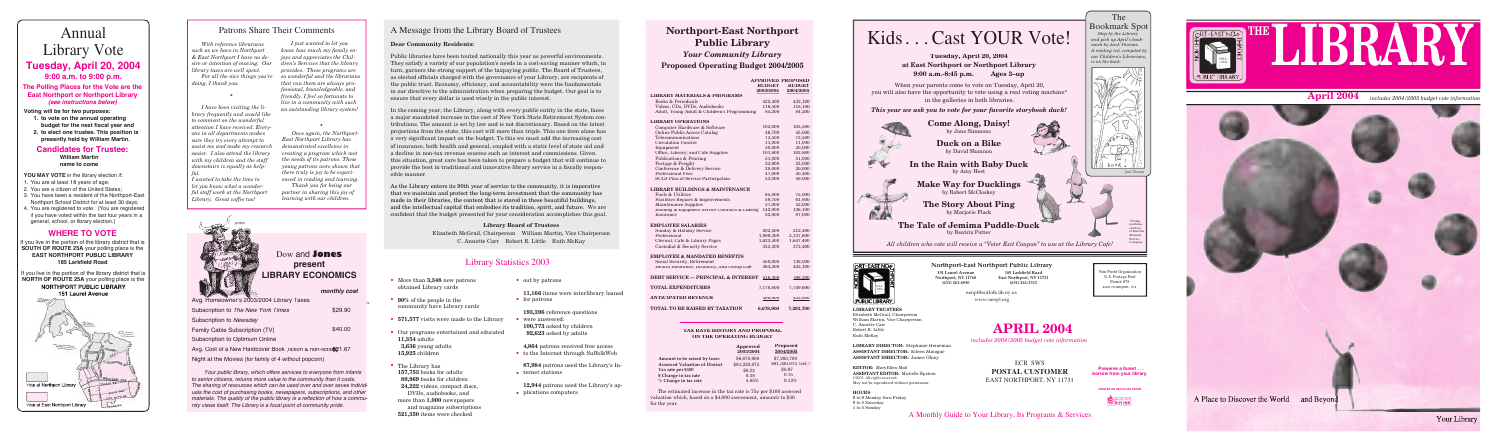# Annual Library Vote

## Tuesday, April 20, 2004

### 9:00 a.m. to 9:00 p.m.

**The Polling Places for the Vote are the East Northport or Northport Library** *(see instructions below)*

**Voting will be for two purposes:**

1. **to vote on the annual operating budget for the next fiscal year and**
2. **to elect one trustee. This position is presently held by William Martin.**

### Candidates for Trustee:

**William Martin**
**name to come**

**YOU MAY VOTE** in the library election if:

1. You are at least 18 years of age;
2. You are a citizen of the United States;
3. You have been a resident of the Northport-East Northport School District for at least 30 days;
4. You are registered to vote. (You are registered if you have voted within the last four years in a general, school, or library election.)

## WHERE TO VOTE

If you live in the portion of the library district that is **SOUTH OF ROUTE 25A** your polling place is the **EAST NORTHPORT PUBLIC LIBRARY 185 Larkfield Road**

If you live in the portion of the library district that is **NORTH OF ROUTE 25A** your polling place is the **NORTHPORT PUBLIC LIBRARY 151 Laurel Avenue**

View of Northport Library

View of East Northport Library

## Patrons Share Their Comments

*With reference librarians such as we have in Northport & East Northport I have no desire or intention of moving. Our library taxes are well spent. For all the nice things you're doing, I thank you.*

*I have been visiting the library frequently and would like to comment on the wonderful attention I have received. Everyone in all departments makes sure they try every attempt to assist me and make my research easier. I also attend the library with my children and the staff downstairs is equally as helpful. I wanted to take the time to let you know what a wonderful staff work at the Northport Library. Great coffee too!*

*I just wanted to let you know how much my family enjoys and appreciates the Children's Services that the library provides. These programs are so wonderful and the librarians that run them are always professional, knowledgeable, and friendly. I feel so fortunate to live in a community with such an outstanding library system!*

*Once again, the Northport-East Northport Library has demonstrated excellence in creating a program which met the needs of its patrons. These young patrons were shown that there truly is joy to be experienced in reading and learning. Thank you for being our partner in sharing this joy of learning with our children.*

## Dow and Jones present LIBRARY ECONOMICS

*monthly cost*

| | |
|---|---|
| Avg. Homeowner's 2003/2004 Library Taxes | $29.90 |
| Subscription to *The New York Times* | |
| Subscription to *Newsday* | |
| Family Cable Subscription (TV) | $40.00 |
| Subscription to Optimum Online | |
| Avg. Cost of a New Hardcover Book (fiction & non-fiction) | $21.67 |
| Night at the Movies (for family of 4 without popcorn) | |

*Your public library, which offers services to everyone from infants to senior citizens, returns more value to the community than it costs. The sharing of resources which can be used over and over saves individuals the cost of purchasing books, newspapers, subscriptions, and other materials. The quality of the public library is a reflection of how a community views itself. The Library is a focal point of community pride.*

## A Message from the Library Board of Trustees

**Dear Community Residents:**

Public libraries have been touted nationally this year as powerful environments. They satisfy a variety of our population's needs in a cost-saving manner which, in turn, garners the strong support of the taxpaying public. The Board of Trustees, as elected officials charged with the governance of your Library, are taxpayers as well. Economy, efficiency, and accountability were the fundamentals in our directive to the administration when preparing the budget. Our goal is to ensure that every dollar is used wisely in the public interest.

In the coming year, the Library, along with every public entity in the state, faces a major mandated increase in the cost of the New York State Retirement System contributions. The amount is set by law and is not discretionary. Based on the latest projections from the state, this cost will more than triple. This one item alone has a very significant impact on the budget. To this we must add the increasing cost of insurance, both health and general, coupled with a static level of state aid and a decline in non-tax revenue sources such as interest and commissions. Given this situation, great care has been taken to prepare a budget that will continue to provide the best in traditional and innovative library service in a fiscally responsible manner.

As the Library enters its 90th year of service to the community, it is imperative that we maintain and protect the long-term investment that the community has made in their libraries, the content that is stored in these beautiful buildings, and the technical capital that embodies its tradition, spirit, and future. We are confident that the budget presented for your consideration accomplishes this goal.

**Library Board of Trustees**

Elizabeth McGrail, Chairperson   William Martin, Vice Chairperson
C. Annette Carr   Robert E. Little   Ruth McKay

## Library Statistics 2003

- More than **3,248** new patrons obtained Library cards
- **90%** of the people in the community have Library cards
- **571,577** visits were made to the Library
- Our programs entertained and educated **11,354** adults, **3,636** young adults, **15,925** children
- The Library has **157,753** books for adults, **89,969** books for children, **24,225** videos, compact discs, DVDs, audiobooks, and more than **1,000** newspapers and magazine subscriptions
- **521,350** items were checked out by patrons
- **11,166** items were interlibrary loaned for patrons
- **193,596** reference questions were answered: **100,773** asked by children, **92,823** asked by adults
- **4,864** patrons received free access to the Internet through SuffolkWeb
- **87,964** patrons used the Library's Internet stations
- **12,944** patrons used the Library's applications computers

## Northport-East Northport Public Library

### *Your Community Library*

### Proposed Operating Budget 2004/2005

| | APPROVED BUDGET 2003/2004 | PROPOSED BUDGET 2004/2005 |
|---|---|---|
| **LIBRARY MATERIALS & PROGRAMS** | | |
| Books & Periodicals | 412,400 | 432,100 |
| Videos, CDs, DVDs, Audiobooks | 116,800 | 116,100 |
| Adult, Young Adult & Children's Programming | 84,200 | 84,200 |
| **LIBRARY OPERATIONS** | | |
| Computer Hardware & Software | 103,000 | 105,500 |
| Online Public Access Catalog | 44,700 | 41,000 |
| Telecommunications | 72,000 | 72,000 |
| Circulation Control | 11,000 | 11,000 |
| Equipment | 28,000 | 30,000 |
| Office, Library, and Cafe Supplies | 101,400 | 102,800 |
| Publications & Printing | 51,000 | 51,000 |
| Postage & Freight | 22,900 | 22,000 |
| Conference & Delivery Service | 20,000 | 20,000 |
| Professional Fees | 47,000 | 36,400 |
| SCLS Plan of Service Participation | 41,000 | 40,000 |
| **LIBRARY BUILDINGS & MAINTENANCE** | | |
| Fuels & Utilities | 84,000 | 73,600 |
| Facilities Repairs & Improvements | 48,700 | 61,800 |
| Maintenance Supplies | 17,000 | 21,000 |
| Cleaning & equipment service contracts & cleaning | 111,000 | 126,100 |
| Insurance | 82,000 | 97,000 |
| **EMPLOYEE SALARIES** | | |
| Sunday & Holiday Service | 205,500 | 215,400 |
| Professional | 1,998,300 | 2,157,600 |
| Clerical, Cafe & Library Pages | 1,623,400 | 1,667,400 |
| Custodial & Security Service | 353,300 | 372,400 |
| **EMPLOYEE & MANDATED BENEFITS** | | |
| Social Security, Retirement | 458,000 | 739,000 |
| Health insurance, disability, and unemployment | 394,300 | 421,100 |
| **DEBT SERVICE — PRINCIPAL & INTEREST** | 444,400 | 496,400 |
| **TOTAL EXPENDITURES** | 7,174,800 | 7,749,600 |
| **ANTICIPATED REVENUE** | 496,800 | 446,900 |
| **TOTAL TO BE RAISED BY TAXATION** | 6,678,000 | 7,302,700 |

### TAX RATE HISTORY AND PROPOSAL ON THE OPERATING BUDGET

| | Approved 2003/2004 | Proposed 2004/2005 |
|---|---|---|
| Amount to be raised by taxes | $6,678,000 | $7,302,700 |
| Assessed Valuation of District | $83,251,475 | $83,420,673 (est.) |
| Tax rate per $100 | $8.22 | $8.87 |
| $ Change in tax rate | 0.38 | 0.65 |
| % Change in tax rate | 4.85% | 8.12% |

The estimated increase in the tax rate is 75¢ per $100 assessed valuation which, based on a $4,000 assessment, amounts to $30 for the year.

# Kids . . . Cast YOUR Vote!

**Tuesday, April 20, 2004**
**at East Northport or Northport Library**
**9:00 a.m.-8:45 p.m.   Ages 3-up**

When your parents come to vote on Tuesday, April 20, you will also have the opportunity to vote using a real voting machine* in the galleries in both libraries.

***This year we ask you to vote for your favorite storybook duck!***

**Come Along, Daisy!**
by Jane Simmons

**Duck on a Bike**
by David Shannon

**In the Rain with Baby Duck**
by Amy Hest

**Make Way for Ducklings**
by Robert McCloskey

**The Story About Ping**
by Marjorie Flack

**The Tale of Jemima Puddle-Duck**
by Beatrix Potter

*All children who vote will receive a "Voter Exit Coupon" to use at the Library Cafe!*

*Voting machines courtesy of Suffolk County Board of Elections

The Bookmark Spot

*Stop by the Library and pick up April's bookmark by Jack Thomas. A reading list, compiled by our Children's Librarians, is on the back.*

## Northport-East Northport Public Library

151 Laurel Avenue
Northport, NY 11768
(631) 261-6930

185 Larkfield Road
East Northport, NY 11731
(631) 261-2313

nenpl@suffolk.lib.ny.us
www.nenpl.org

**LIBRARY TRUSTEES**
Elizabeth McGrail, Chairperson
William Martin, Vice Chairperson
C. Annette Carr
Robert E. Little
Ruth McKay

**LIBRARY DIRECTOR:** Stephanie Heineman
**ASSISTANT DIRECTOR:** Eileen Minogue
**ASSISTANT DIRECTOR:** James Olney

**EDITOR:** Mary-Ellen Mott
**ASSISTANT EDITOR:** Michelle Epstein
©2004 All rights reserved.
May not be reproduced without permission.

**HOURS**
9 to 9 Monday thru Friday
9 to 5 Saturday
1 to 5 Sunday

Non-Profit Organization
U.S. Postage Paid
Permit #74
East Northport, N.Y.

# APRIL 2004

*includes 2004/2005 budget vote information*

ECR SWS
**POSTAL CUSTOMER**
EAST NORTHPORT, NY 11731

*Preserve a forest . . . borrow from your library.*

A Monthly Guide to Your Library, Its Programs & Services

# THE LIBRARY

**April 2004**   *includes 2004/2005 budget vote information*

A Place to Discover the World and Beyond

Your Library